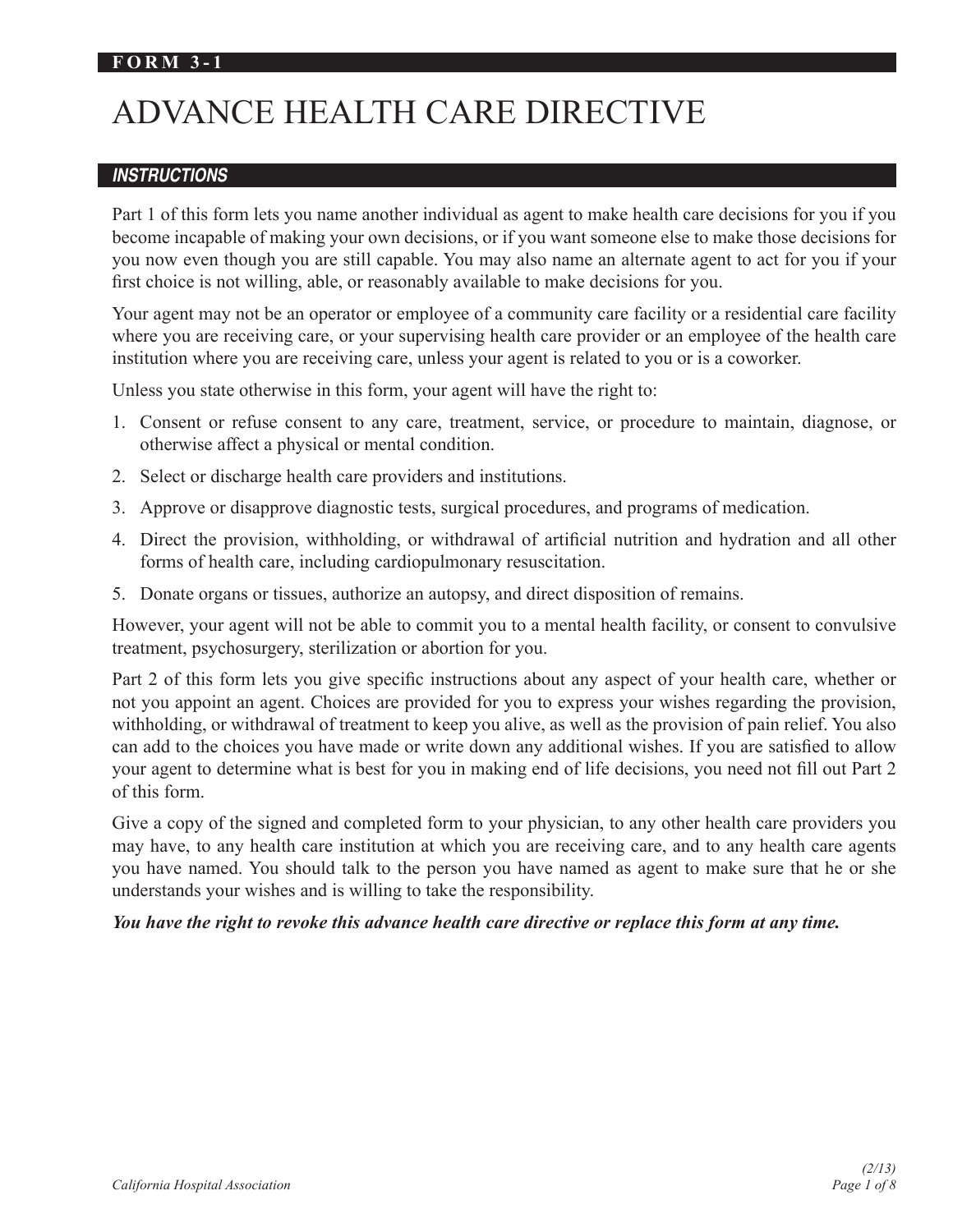**FORM 3-1**

# ADVANCE HEALTH CARE DIRECTIVE

## INSTRUCTIONS

Part 1 of this form lets you name another individual as agent to make health care decisions for you if you become incapable of making your own decisions, or if you want someone else to make those decisions for you now even though you are still capable. You may also name an alternate agent to act for you if your first choice is not willing, able, or reasonably available to make decisions for you.

Your agent may not be an operator or employee of a community care facility or a residential care facility where you are receiving care, or your supervising health care provider or an employee of the health care institution where you are receiving care, unless your agent is related to you or is a coworker.

Unless you state otherwise in this form, your agent will have the right to:

1. Consent or refuse consent to any care, treatment, service, or procedure to maintain, diagnose, or otherwise affect a physical or mental condition.
2. Select or discharge health care providers and institutions.
3. Approve or disapprove diagnostic tests, surgical procedures, and programs of medication.
4. Direct the provision, withholding, or withdrawal of artificial nutrition and hydration and all other forms of health care, including cardiopulmonary resuscitation.
5. Donate organs or tissues, authorize an autopsy, and direct disposition of remains.

However, your agent will not be able to commit you to a mental health facility, or consent to convulsive treatment, psychosurgery, sterilization or abortion for you.

Part 2 of this form lets you give specific instructions about any aspect of your health care, whether or not you appoint an agent. Choices are provided for you to express your wishes regarding the provision, withholding, or withdrawal of treatment to keep you alive, as well as the provision of pain relief. You also can add to the choices you have made or write down any additional wishes. If you are satisfied to allow your agent to determine what is best for you in making end of life decisions, you need not fill out Part 2 of this form.

Give a copy of the signed and completed form to your physician, to any other health care providers you may have, to any health care institution at which you are receiving care, and to any health care agents you have named. You should talk to the person you have named as agent to make sure that he or she understands your wishes and is willing to take the responsibility.

***You have the right to revoke this advance health care directive or replace this form at any time.***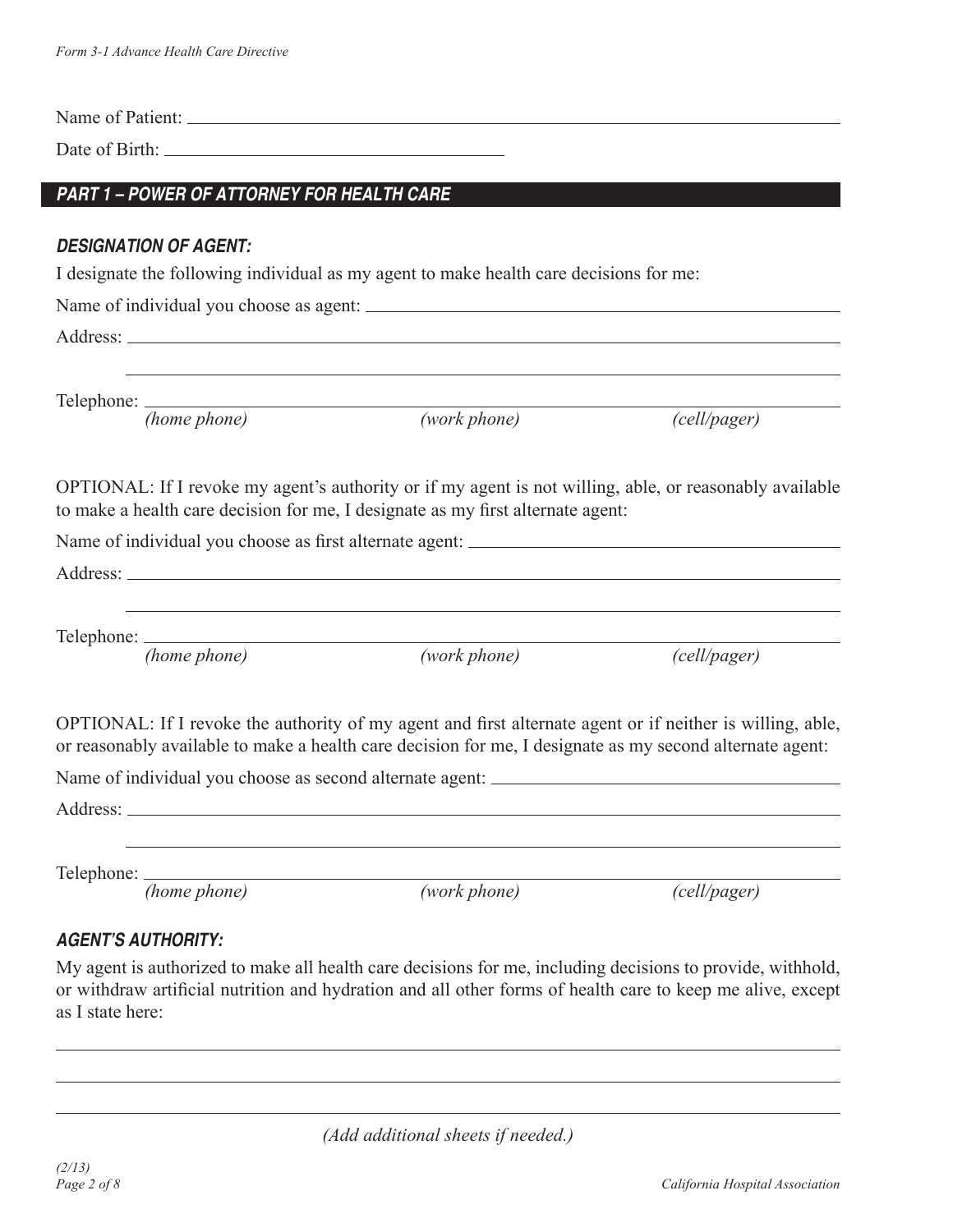Name of Patient: \_\_\_\_\_\_\_\_\_\_\_\_\_\_\_\_\_\_\_\_\_\_\_\_\_\_\_\_\_\_\_\_\_\_\_\_\_\_\_\_

Date of Birth: \_\_\_\_\_\_\_\_\_\_\_\_\_\_\_\_\_\_\_\_\_\_\_\_\_\_\_\_

## PART 1 – POWER OF ATTORNEY FOR HEALTH CARE

### DESIGNATION OF AGENT:

I designate the following individual as my agent to make health care decisions for me:

Name of individual you choose as agent: \_\_\_\_\_\_\_\_\_\_\_\_\_\_\_\_\_\_\_\_\_\_\_\_\_\_\_\_\_\_\_\_

Address: \_\_\_\_\_\_\_\_\_\_\_\_\_\_\_\_\_\_\_\_\_\_\_\_\_\_\_\_\_\_\_\_\_\_\_\_\_\_\_\_\_\_\_\_\_\_\_\_\_\_

\_\_\_\_\_\_\_\_\_\_\_\_\_\_\_\_\_\_\_\_\_\_\_\_\_\_\_\_\_\_\_\_\_\_\_\_\_\_\_\_\_\_\_\_\_\_\_\_\_\_\_\_\_\_\_\_\_\_

Telephone: \_\_\_\_\_\_\_\_\_\_\_\_\_\_\_\_\_\_\_\_\_\_\_\_\_\_\_\_\_\_\_\_\_\_\_\_\_\_\_\_\_\_\_\_\_\_\_\_

*(home phone)* *(work phone)* *(cell/pager)*

OPTIONAL: If I revoke my agent's authority or if my agent is not willing, able, or reasonably available to make a health care decision for me, I designate as my first alternate agent:

Name of individual you choose as first alternate agent: \_\_\_\_\_\_\_\_\_\_\_\_\_\_\_\_\_\_\_\_\_\_\_\_\_\_\_\_

Address: \_\_\_\_\_\_\_\_\_\_\_\_\_\_\_\_\_\_\_\_\_\_\_\_\_\_\_\_\_\_\_\_\_\_\_\_\_\_\_\_\_\_\_\_\_\_\_\_\_\_

\_\_\_\_\_\_\_\_\_\_\_\_\_\_\_\_\_\_\_\_\_\_\_\_\_\_\_\_\_\_\_\_\_\_\_\_\_\_\_\_\_\_\_\_\_\_\_\_\_\_\_\_\_\_\_\_\_\_

Telephone: \_\_\_\_\_\_\_\_\_\_\_\_\_\_\_\_\_\_\_\_\_\_\_\_\_\_\_\_\_\_\_\_\_\_\_\_\_\_\_\_\_\_\_\_\_\_\_\_

*(home phone)* *(work phone)* *(cell/pager)*

OPTIONAL: If I revoke the authority of my agent and first alternate agent or if neither is willing, able, or reasonably available to make a health care decision for me, I designate as my second alternate agent:

Name of individual you choose as second alternate agent: \_\_\_\_\_\_\_\_\_\_\_\_\_\_\_\_\_\_\_\_\_\_\_\_\_\_\_\_

Address: \_\_\_\_\_\_\_\_\_\_\_\_\_\_\_\_\_\_\_\_\_\_\_\_\_\_\_\_\_\_\_\_\_\_\_\_\_\_\_\_\_\_\_\_\_\_\_\_\_\_

\_\_\_\_\_\_\_\_\_\_\_\_\_\_\_\_\_\_\_\_\_\_\_\_\_\_\_\_\_\_\_\_\_\_\_\_\_\_\_\_\_\_\_\_\_\_\_\_\_\_\_\_\_\_\_\_\_\_

Telephone: \_\_\_\_\_\_\_\_\_\_\_\_\_\_\_\_\_\_\_\_\_\_\_\_\_\_\_\_\_\_\_\_\_\_\_\_\_\_\_\_\_\_\_\_\_\_\_\_

*(home phone)* *(work phone)* *(cell/pager)*

### AGENT'S AUTHORITY:

My agent is authorized to make all health care decisions for me, including decisions to provide, withhold, or withdraw artificial nutrition and hydration and all other forms of health care to keep me alive, except as I state here:

\_\_\_\_\_\_\_\_\_\_\_\_\_\_\_\_\_\_\_\_\_\_\_\_\_\_\_\_\_\_\_\_\_\_\_\_\_\_\_\_\_\_\_\_\_\_\_\_\_\_\_\_\_\_\_\_\_\_

\_\_\_\_\_\_\_\_\_\_\_\_\_\_\_\_\_\_\_\_\_\_\_\_\_\_\_\_\_\_\_\_\_\_\_\_\_\_\_\_\_\_\_\_\_\_\_\_\_\_\_\_\_\_\_\_\_\_

\_\_\_\_\_\_\_\_\_\_\_\_\_\_\_\_\_\_\_\_\_\_\_\_\_\_\_\_\_\_\_\_\_\_\_\_\_\_\_\_\_\_\_\_\_\_\_\_\_\_\_\_\_\_\_\_\_\_

*(Add additional sheets if needed.)*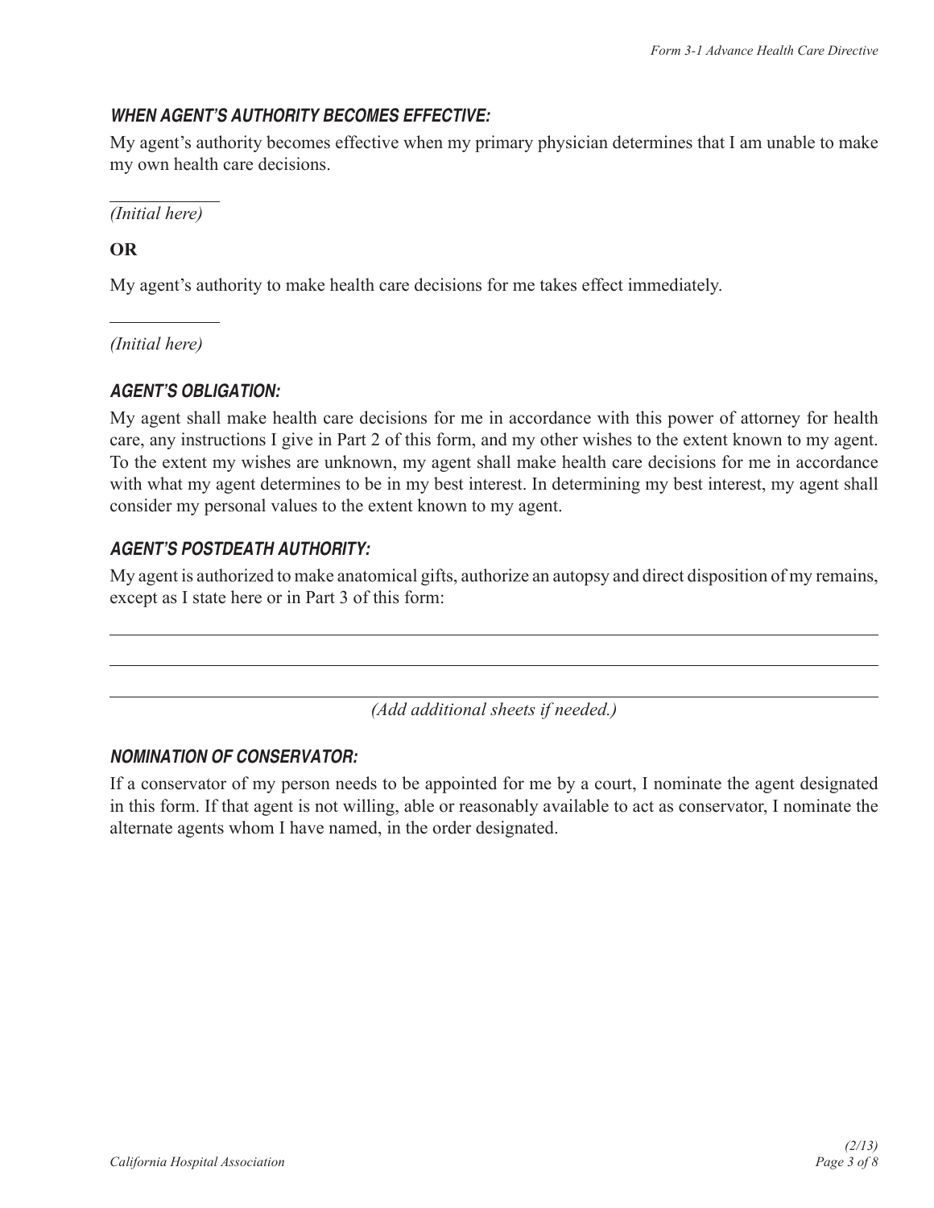### *WHEN AGENT'S AUTHORITY BECOMES EFFECTIVE:*

My agent's authority becomes effective when my primary physician determines that I am unable to make my own health care decisions.

____________
*(Initial here)*

**OR**

My agent's authority to make health care decisions for me takes effect immediately.

____________
*(Initial here)*

### *AGENT'S OBLIGATION:*

My agent shall make health care decisions for me in accordance with this power of attorney for health care, any instructions I give in Part 2 of this form, and my other wishes to the extent known to my agent. To the extent my wishes are unknown, my agent shall make health care decisions for me in accordance with what my agent determines to be in my best interest. In determining my best interest, my agent shall consider my personal values to the extent known to my agent.

### *AGENT'S POSTDEATH AUTHORITY:*

My agent is authorized to make anatomical gifts, authorize an autopsy and direct disposition of my remains, except as I state here or in Part 3 of this form:

________________________________________________________________________________

________________________________________________________________________________

________________________________________________________________________________

*(Add additional sheets if needed.)*

### *NOMINATION OF CONSERVATOR:*

If a conservator of my person needs to be appointed for me by a court, I nominate the agent designated in this form. If that agent is not willing, able or reasonably available to act as conservator, I nominate the alternate agents whom I have named, in the order designated.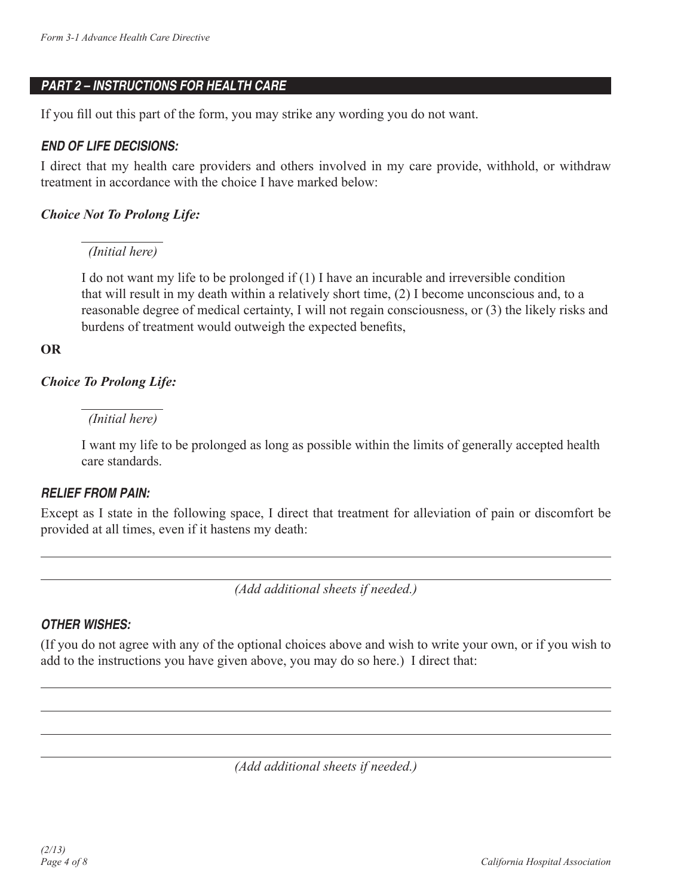## PART 2 – INSTRUCTIONS FOR HEALTH CARE

If you fill out this part of the form, you may strike any wording you do not want.

### *END OF LIFE DECISIONS:*

I direct that my health care providers and others involved in my care provide, withhold, or withdraw treatment in accordance with the choice I have marked below:

***Choice Not To Prolong Life:***

\_\_\_\_\_\_\_\_\_\_
*(Initial here)*

I do not want my life to be prolonged if (1) I have an incurable and irreversible condition that will result in my death within a relatively short time, (2) I become unconscious and, to a reasonable degree of medical certainty, I will not regain consciousness, or (3) the likely risks and burdens of treatment would outweigh the expected benefits,

**OR**

***Choice To Prolong Life:***

\_\_\_\_\_\_\_\_\_\_
*(Initial here)*

I want my life to be prolonged as long as possible within the limits of generally accepted health care standards.

### *RELIEF FROM PAIN:*

Except as I state in the following space, I direct that treatment for alleviation of pain or discomfort be provided at all times, even if it hastens my death:

\_\_\_\_\_\_\_\_\_\_\_\_\_\_\_\_\_\_\_\_\_\_\_\_\_\_\_\_\_\_\_\_\_\_\_\_\_\_\_\_\_\_\_\_\_\_\_\_\_\_\_\_\_\_\_\_\_\_\_\_\_\_\_\_\_\_\_\_\_\_\_\_

\_\_\_\_\_\_\_\_\_\_\_\_\_\_\_\_\_\_\_\_\_\_\_\_\_\_\_\_\_\_\_\_\_\_\_\_\_\_\_\_\_\_\_\_\_\_\_\_\_\_\_\_\_\_\_\_\_\_\_\_\_\_\_\_\_\_\_\_\_\_\_\_
*(Add additional sheets if needed.)*

### *OTHER WISHES:*

(If you do not agree with any of the optional choices above and wish to write your own, or if you wish to add to the instructions you have given above, you may do so here.) I direct that:

\_\_\_\_\_\_\_\_\_\_\_\_\_\_\_\_\_\_\_\_\_\_\_\_\_\_\_\_\_\_\_\_\_\_\_\_\_\_\_\_\_\_\_\_\_\_\_\_\_\_\_\_\_\_\_\_\_\_\_\_\_\_\_\_\_\_\_\_\_\_\_\_

\_\_\_\_\_\_\_\_\_\_\_\_\_\_\_\_\_\_\_\_\_\_\_\_\_\_\_\_\_\_\_\_\_\_\_\_\_\_\_\_\_\_\_\_\_\_\_\_\_\_\_\_\_\_\_\_\_\_\_\_\_\_\_\_\_\_\_\_\_\_\_\_

\_\_\_\_\_\_\_\_\_\_\_\_\_\_\_\_\_\_\_\_\_\_\_\_\_\_\_\_\_\_\_\_\_\_\_\_\_\_\_\_\_\_\_\_\_\_\_\_\_\_\_\_\_\_\_\_\_\_\_\_\_\_\_\_\_\_\_\_\_\_\_\_

\_\_\_\_\_\_\_\_\_\_\_\_\_\_\_\_\_\_\_\_\_\_\_\_\_\_\_\_\_\_\_\_\_\_\_\_\_\_\_\_\_\_\_\_\_\_\_\_\_\_\_\_\_\_\_\_\_\_\_\_\_\_\_\_\_\_\_\_\_\_\_\_
*(Add additional sheets if needed.)*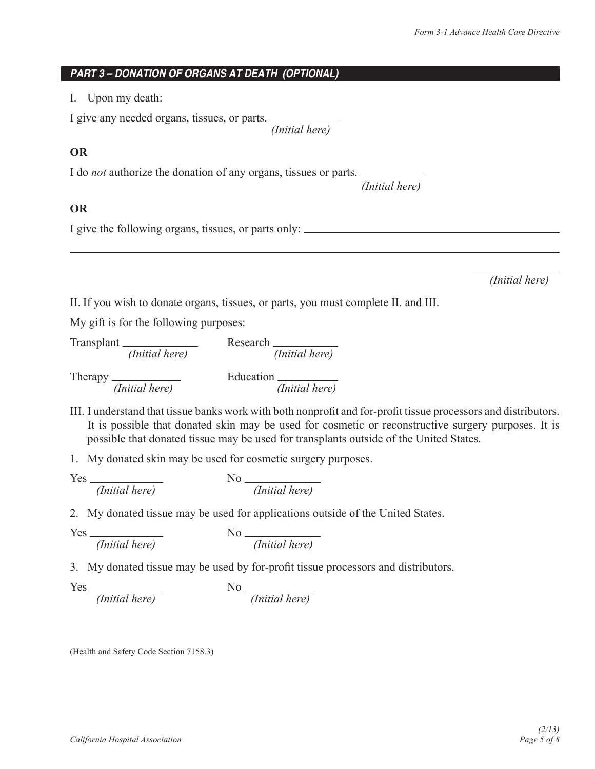## PART 3 – DONATION OF ORGANS AT DEATH (OPTIONAL)

I. Upon my death:

I give any needed organs, tissues, or parts. ____________
*(Initial here)*

**OR**

I do *not* authorize the donation of any organs, tissues or parts. ____________
*(Initial here)*

**OR**

I give the following organs, tissues, or parts only: ______________________________________________

________________________________________________________________________________

____________
*(Initial here)*

II. If you wish to donate organs, tissues, or parts, you must complete II. and III.

My gift is for the following purposes:

Transplant ____________ *(Initial here)*

Research ____________ *(Initial here)*

Therapy ____________ *(Initial here)*

Education ____________ *(Initial here)*

III. I understand that tissue banks work with both nonprofit and for-profit tissue processors and distributors. It is possible that donated skin may be used for cosmetic or reconstructive surgery purposes. It is possible that donated tissue may be used for transplants outside of the United States.

1. My donated skin may be used for cosmetic surgery purposes.

Yes ____________ *(Initial here)*  No ____________ *(Initial here)*

2. My donated tissue may be used for applications outside of the United States.

Yes ____________ *(Initial here)*  No ____________ *(Initial here)*

3. My donated tissue may be used by for-profit tissue processors and distributors.

Yes ____________ *(Initial here)*  No ____________ *(Initial here)*

(Health and Safety Code Section 7158.3)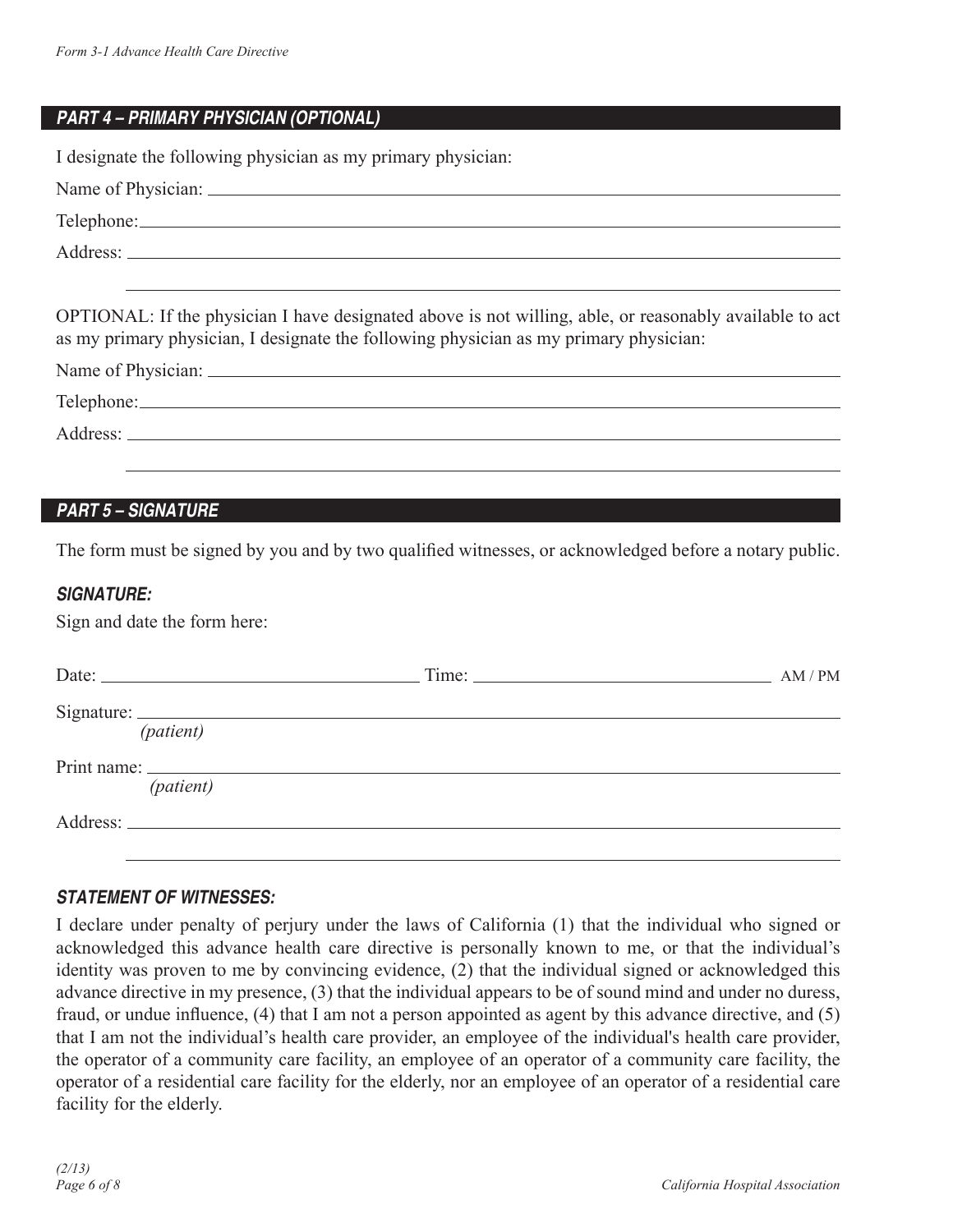## PART 4 – PRIMARY PHYSICIAN (OPTIONAL)

I designate the following physician as my primary physician:

Name of Physician: ______________________________________________

Telephone: ______________________________________________

Address: ______________________________________________

______________________________________________

OPTIONAL: If the physician I have designated above is not willing, able, or reasonably available to act as my primary physician, I designate the following physician as my primary physician:

Name of Physician: ______________________________________________

Telephone: ______________________________________________

Address: ______________________________________________

______________________________________________

## PART 5 – SIGNATURE

The form must be signed by you and by two qualified witnesses, or acknowledged before a notary public.

### SIGNATURE:

Sign and date the form here:

Date: ______________________ Time: ______________________ AM / PM

Signature: ______________________________________________
*(patient)*

Print name: ______________________________________________
*(patient)*

Address: ______________________________________________

______________________________________________

### STATEMENT OF WITNESSES:

I declare under penalty of perjury under the laws of California (1) that the individual who signed or acknowledged this advance health care directive is personally known to me, or that the individual's identity was proven to me by convincing evidence, (2) that the individual signed or acknowledged this advance directive in my presence, (3) that the individual appears to be of sound mind and under no duress, fraud, or undue influence, (4) that I am not a person appointed as agent by this advance directive, and (5) that I am not the individual's health care provider, an employee of the individual's health care provider, the operator of a community care facility, an employee of an operator of a community care facility, the operator of a residential care facility for the elderly, nor an employee of an operator of a residential care facility for the elderly.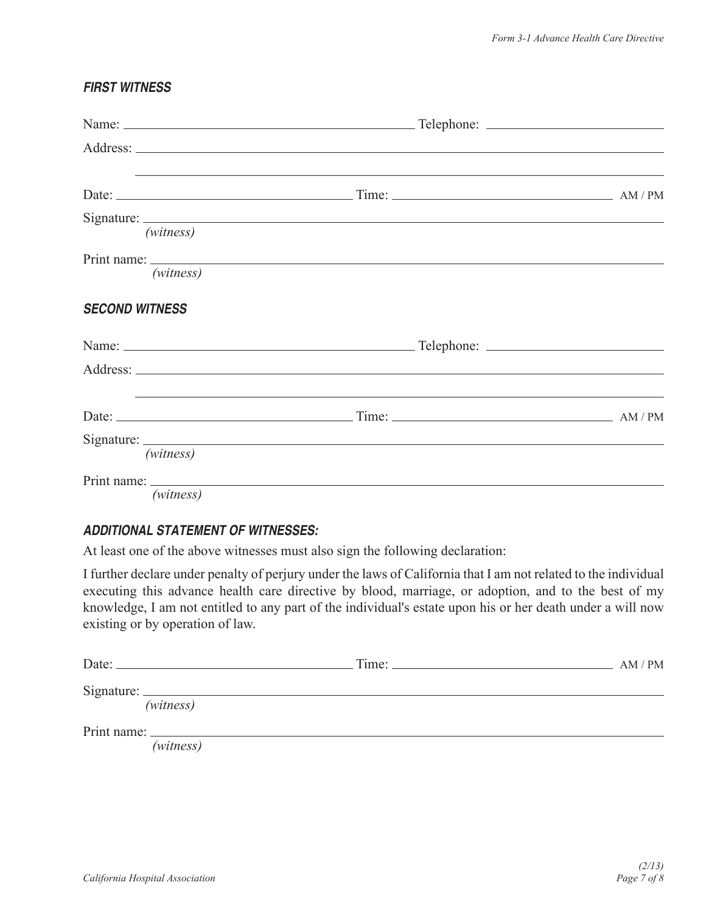### *FIRST WITNESS*

Name: ______________________________ Telephone: ______________________

Address: ______________________________________________________________

______________________________________________________________

Date: ______________________ Time: ______________________ AM / PM

Signature: ______________________________________________________________
*(witness)*

Print name: ______________________________________________________________
*(witness)*

### *SECOND WITNESS*

Name: ______________________________ Telephone: ______________________

Address: ______________________________________________________________

______________________________________________________________

Date: ______________________ Time: ______________________ AM / PM

Signature: ______________________________________________________________
*(witness)*

Print name: ______________________________________________________________
*(witness)*

### *ADDITIONAL STATEMENT OF WITNESSES:*

At least one of the above witnesses must also sign the following declaration:

I further declare under penalty of perjury under the laws of California that I am not related to the individual executing this advance health care directive by blood, marriage, or adoption, and to the best of my knowledge, I am not entitled to any part of the individual's estate upon his or her death under a will now existing or by operation of law.

Date: ______________________ Time: ______________________ AM / PM

Signature: ______________________________________________________________
*(witness)*

Print name: ______________________________________________________________
*(witness)*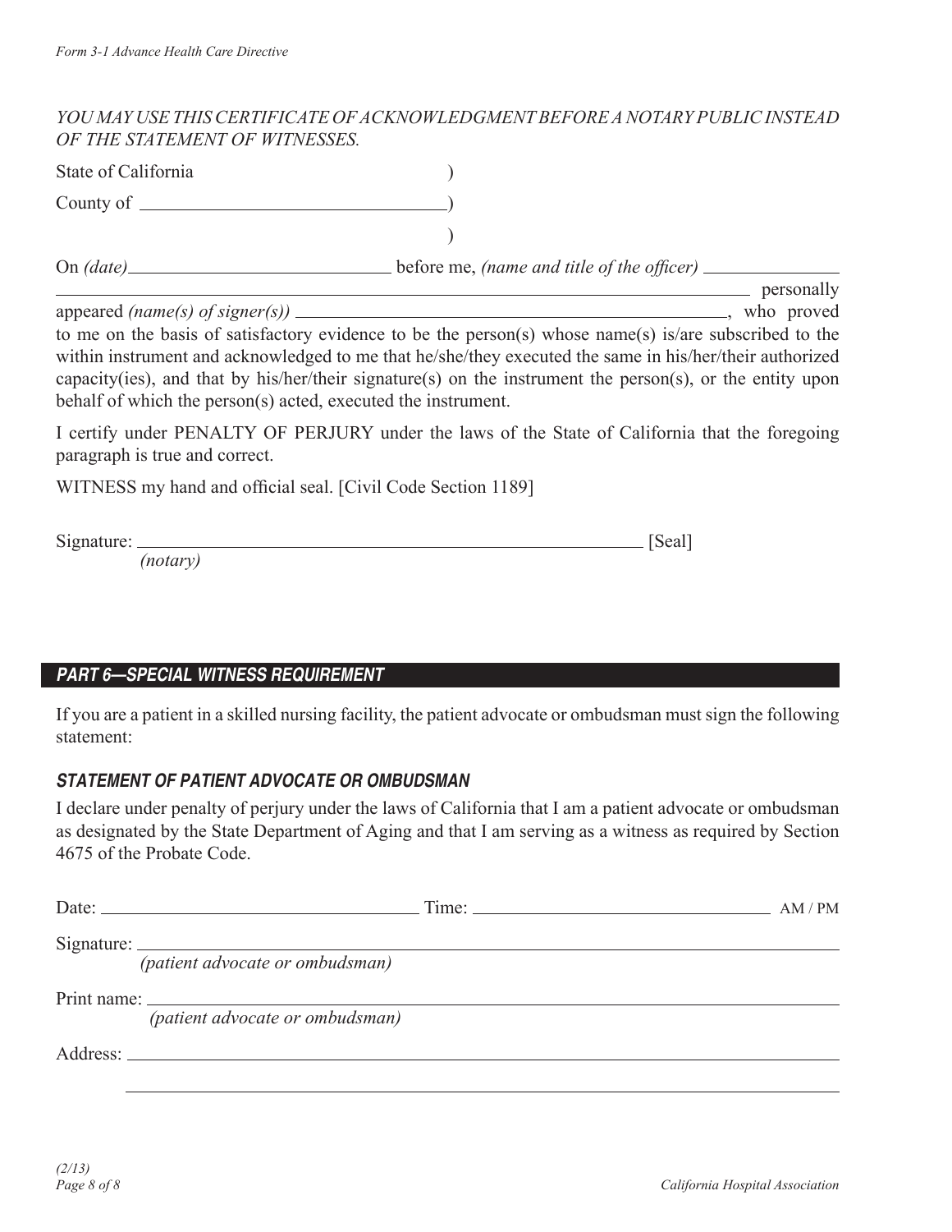*YOU MAY USE THIS CERTIFICATE OF ACKNOWLEDGMENT BEFORE A NOTARY PUBLIC INSTEAD OF THE STATEMENT OF WITNESSES.*

State of California )

County of ______________________________ )

)

On *(date)*__________________________ before me, *(name and title of the officer)* ______________

_____________________________________________________________________________ personally appeared *(name(s) of signer(s))* _____________________________________________, who proved to me on the basis of satisfactory evidence to be the person(s) whose name(s) is/are subscribed to the within instrument and acknowledged to me that he/she/they executed the same in his/her/their authorized capacity(ies), and that by his/her/their signature(s) on the instrument the person(s), or the entity upon behalf of which the person(s) acted, executed the instrument.

I certify under PENALTY OF PERJURY under the laws of the State of California that the foregoing paragraph is true and correct.

WITNESS my hand and official seal. [Civil Code Section 1189]

Signature: ______________________________________________________ [Seal]
*(notary)*

## PART 6—SPECIAL WITNESS REQUIREMENT

If you are a patient in a skilled nursing facility, the patient advocate or ombudsman must sign the following statement:

### STATEMENT OF PATIENT ADVOCATE OR OMBUDSMAN

I declare under penalty of perjury under the laws of California that I am a patient advocate or ombudsman as designated by the State Department of Aging and that I am serving as a witness as required by Section 4675 of the Probate Code.

Date: ________________________________ Time: ________________________________ AM / PM

Signature: ____________________________________________________________________
*(patient advocate or ombudsman)*

Print name: ___________________________________________________________________
*(patient advocate or ombudsman)*

Address: _____________________________________________________________________

_____________________________________________________________________________